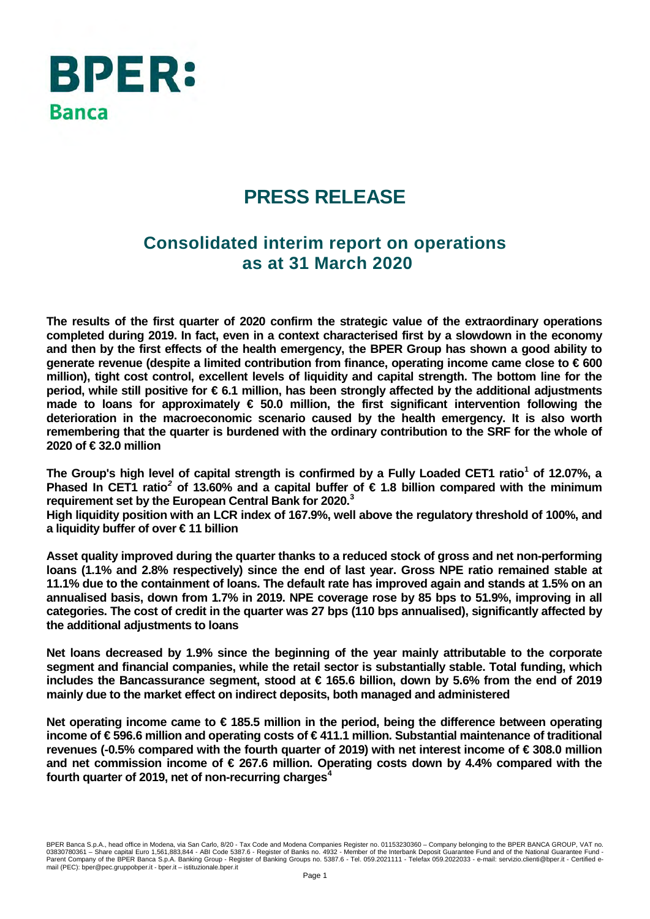BPER:
Banca

# PRESS RELEASE

## Consolidated interim report on operations as at 31 March 2020

**The results of the first quarter of 2020 confirm the strategic value of the extraordinary operations completed during 2019. In fact, even in a context characterised first by a slowdown in the economy and then by the first effects of the health emergency, the BPER Group has shown a good ability to generate revenue (despite a limited contribution from finance, operating income came close to € 600 million), tight cost control, excellent levels of liquidity and capital strength. The bottom line for the period, while still positive for € 6.1 million, has been strongly affected by the additional adjustments made to loans for approximately € 50.0 million, the first significant intervention following the deterioration in the macroeconomic scenario caused by the health emergency. It is also worth remembering that the quarter is burdened with the ordinary contribution to the SRF for the whole of 2020 of € 32.0 million**

**The Group's high level of capital strength is confirmed by a Fully Loaded CET1 ratio[1] of 12.07%, a Phased In CET1 ratio[2] of 13.60% and a capital buffer of € 1.8 billion compared with the minimum requirement set by the European Central Bank for 2020.[3]**
**High liquidity position with an LCR index of 167.9%, well above the regulatory threshold of 100%, and a liquidity buffer of over € 11 billion**

**Asset quality improved during the quarter thanks to a reduced stock of gross and net non-performing loans (1.1% and 2.8% respectively) since the end of last year. Gross NPE ratio remained stable at 11.1% due to the containment of loans. The default rate has improved again and stands at 1.5% on an annualised basis, down from 1.7% in 2019. NPE coverage rose by 85 bps to 51.9%, improving in all categories. The cost of credit in the quarter was 27 bps (110 bps annualised), significantly affected by the additional adjustments to loans**

**Net loans decreased by 1.9% since the beginning of the year mainly attributable to the corporate segment and financial companies, while the retail sector is substantially stable. Total funding, which includes the Bancassurance segment, stood at € 165.6 billion, down by 5.6% from the end of 2019 mainly due to the market effect on indirect deposits, both managed and administered**

**Net operating income came to € 185.5 million in the period, being the difference between operating income of € 596.6 million and operating costs of € 411.1 million. Substantial maintenance of traditional revenues (-0.5% compared with the fourth quarter of 2019) with net interest income of € 308.0 million and net commission income of € 267.6 million. Operating costs down by 4.4% compared with the fourth quarter of 2019, net of non-recurring charges[4]**

BPER Banca S.p.A., head office in Modena, via San Carlo, 8/20 - Tax Code and Modena Companies Register no. 01153230360 – Company belonging to the BPER BANCA GROUP, VAT no. 03830780361 – Share capital Euro 1,561,883,844 - ABI Code 5387.6 - Register of Banks no. 4932 - Member of the Interbank Deposit Guarantee Fund and of the National Guarantee Fund - Parent Company of the BPER Banca S.p.A. Banking Group - Register of Banking Groups no. 5387.6 - Tel. 059.2021111 - Telefax 059.2022033 - e-mail: servizio.clienti@bper.it - Certified e-mail (PEC): bper@pec.gruppobper.it - bper.it – istituzionale.bper.it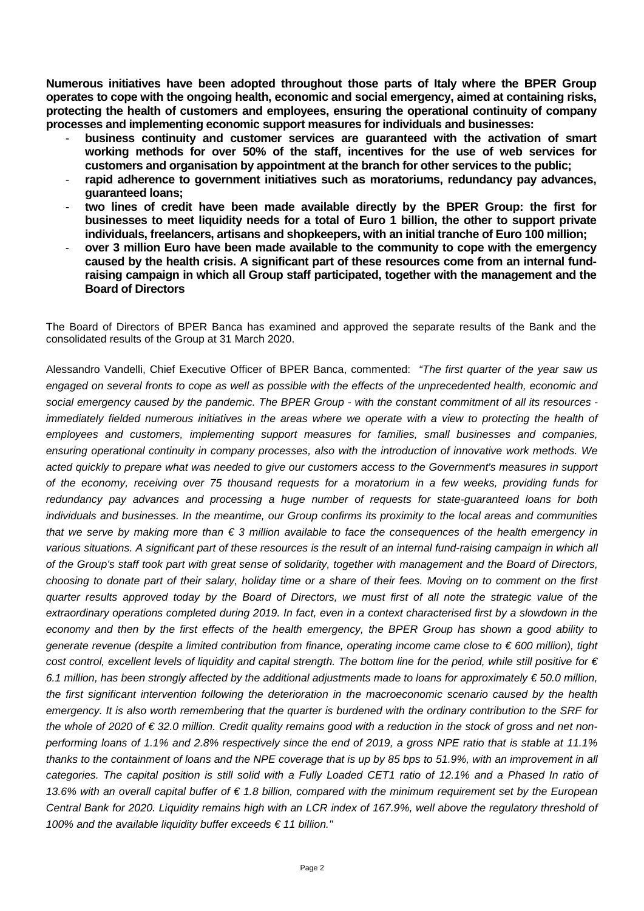**Numerous initiatives have been adopted throughout those parts of Italy where the BPER Group operates to cope with the ongoing health, economic and social emergency, aimed at containing risks, protecting the health of customers and employees, ensuring the operational continuity of company processes and implementing economic support measures for individuals and businesses:**

- **business continuity and customer services are guaranteed with the activation of smart working methods for over 50% of the staff, incentives for the use of web services for customers and organisation by appointment at the branch for other services to the public;**
- **rapid adherence to government initiatives such as moratoriums, redundancy pay advances, guaranteed loans;**
- **two lines of credit have been made available directly by the BPER Group: the first for businesses to meet liquidity needs for a total of Euro 1 billion, the other to support private individuals, freelancers, artisans and shopkeepers, with an initial tranche of Euro 100 million;**
- **over 3 million Euro have been made available to the community to cope with the emergency caused by the health crisis. A significant part of these resources come from an internal fund-raising campaign in which all Group staff participated, together with the management and the Board of Directors**

The Board of Directors of BPER Banca has examined and approved the separate results of the Bank and the consolidated results of the Group at 31 March 2020.

Alessandro Vandelli, Chief Executive Officer of BPER Banca, commented: *"The first quarter of the year saw us engaged on several fronts to cope as well as possible with the effects of the unprecedented health, economic and social emergency caused by the pandemic. The BPER Group - with the constant commitment of all its resources - immediately fielded numerous initiatives in the areas where we operate with a view to protecting the health of employees and customers, implementing support measures for families, small businesses and companies, ensuring operational continuity in company processes, also with the introduction of innovative work methods. We acted quickly to prepare what was needed to give our customers access to the Government's measures in support of the economy, receiving over 75 thousand requests for a moratorium in a few weeks, providing funds for redundancy pay advances and processing a huge number of requests for state-guaranteed loans for both individuals and businesses. In the meantime, our Group confirms its proximity to the local areas and communities that we serve by making more than € 3 million available to face the consequences of the health emergency in various situations. A significant part of these resources is the result of an internal fund-raising campaign in which all of the Group's staff took part with great sense of solidarity, together with management and the Board of Directors, choosing to donate part of their salary, holiday time or a share of their fees. Moving on to comment on the first quarter results approved today by the Board of Directors, we must first of all note the strategic value of the extraordinary operations completed during 2019. In fact, even in a context characterised first by a slowdown in the economy and then by the first effects of the health emergency, the BPER Group has shown a good ability to generate revenue (despite a limited contribution from finance, operating income came close to € 600 million), tight cost control, excellent levels of liquidity and capital strength. The bottom line for the period, while still positive for € 6.1 million, has been strongly affected by the additional adjustments made to loans for approximately € 50.0 million, the first significant intervention following the deterioration in the macroeconomic scenario caused by the health emergency. It is also worth remembering that the quarter is burdened with the ordinary contribution to the SRF for the whole of 2020 of € 32.0 million. Credit quality remains good with a reduction in the stock of gross and net non-performing loans of 1.1% and 2.8% respectively since the end of 2019, a gross NPE ratio that is stable at 11.1% thanks to the containment of loans and the NPE coverage that is up by 85 bps to 51.9%, with an improvement in all categories. The capital position is still solid with a Fully Loaded CET1 ratio of 12.1% and a Phased In ratio of 13.6% with an overall capital buffer of € 1.8 billion, compared with the minimum requirement set by the European Central Bank for 2020. Liquidity remains high with an LCR index of 167.9%, well above the regulatory threshold of 100% and the available liquidity buffer exceeds € 11 billion."*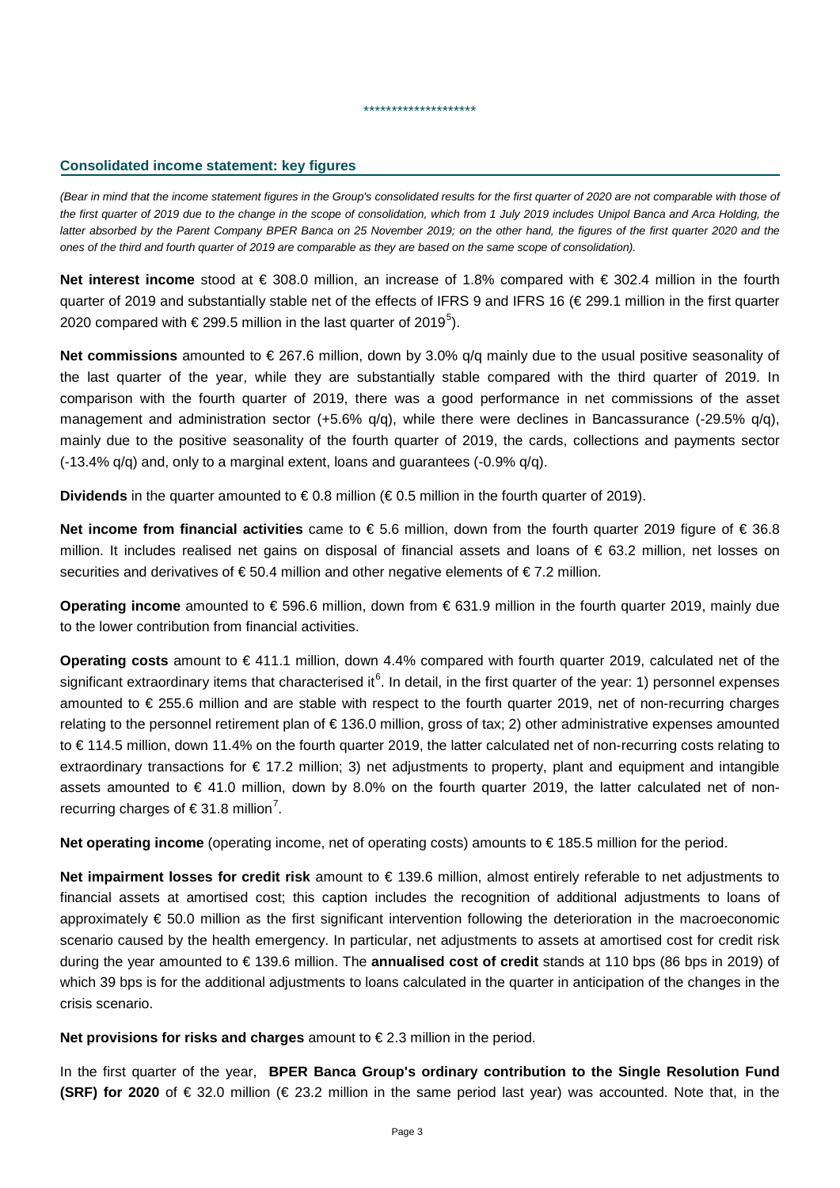********************

## Consolidated income statement: key figures

*(Bear in mind that the income statement figures in the Group's consolidated results for the first quarter of 2020 are not comparable with those of the first quarter of 2019 due to the change in the scope of consolidation, which from 1 July 2019 includes Unipol Banca and Arca Holding, the latter absorbed by the Parent Company BPER Banca on 25 November 2019; on the other hand, the figures of the first quarter 2020 and the ones of the third and fourth quarter of 2019 are comparable as they are based on the same scope of consolidation).*

**Net interest income** stood at € 308.0 million, an increase of 1.8% compared with € 302.4 million in the fourth quarter of 2019 and substantially stable net of the effects of IFRS 9 and IFRS 16 (€ 299.1 million in the first quarter 2020 compared with € 299.5 million in the last quarter of 2019[5]).

**Net commissions** amounted to € 267.6 million, down by 3.0% q/q mainly due to the usual positive seasonality of the last quarter of the year, while they are substantially stable compared with the third quarter of 2019. In comparison with the fourth quarter of 2019, there was a good performance in net commissions of the asset management and administration sector (+5.6% q/q), while there were declines in Bancassurance (-29.5% q/q), mainly due to the positive seasonality of the fourth quarter of 2019, the cards, collections and payments sector (-13.4% q/q) and, only to a marginal extent, loans and guarantees (-0.9% q/q).

**Dividends** in the quarter amounted to € 0.8 million (€ 0.5 million in the fourth quarter of 2019).

**Net income from financial activities** came to € 5.6 million, down from the fourth quarter 2019 figure of € 36.8 million. It includes realised net gains on disposal of financial assets and loans of € 63.2 million, net losses on securities and derivatives of € 50.4 million and other negative elements of € 7.2 million.

**Operating income** amounted to € 596.6 million, down from € 631.9 million in the fourth quarter 2019, mainly due to the lower contribution from financial activities.

**Operating costs** amount to € 411.1 million, down 4.4% compared with fourth quarter 2019, calculated net of the significant extraordinary items that characterised it[6]. In detail, in the first quarter of the year: 1) personnel expenses amounted to € 255.6 million and are stable with respect to the fourth quarter 2019, net of non-recurring charges relating to the personnel retirement plan of € 136.0 million, gross of tax; 2) other administrative expenses amounted to € 114.5 million, down 11.4% on the fourth quarter 2019, the latter calculated net of non-recurring costs relating to extraordinary transactions for € 17.2 million; 3) net adjustments to property, plant and equipment and intangible assets amounted to € 41.0 million, down by 8.0% on the fourth quarter 2019, the latter calculated net of non-recurring charges of € 31.8 million[7].

**Net operating income** (operating income, net of operating costs) amounts to € 185.5 million for the period.

**Net impairment losses for credit risk** amount to € 139.6 million, almost entirely referable to net adjustments to financial assets at amortised cost; this caption includes the recognition of additional adjustments to loans of approximately € 50.0 million as the first significant intervention following the deterioration in the macroeconomic scenario caused by the health emergency. In particular, net adjustments to assets at amortised cost for credit risk during the year amounted to € 139.6 million. The **annualised cost of credit** stands at 110 bps (86 bps in 2019) of which 39 bps is for the additional adjustments to loans calculated in the quarter in anticipation of the changes in the crisis scenario.

**Net provisions for risks and charges** amount to € 2.3 million in the period.

In the first quarter of the year, **BPER Banca Group's ordinary contribution to the Single Resolution Fund (SRF) for 2020** of € 32.0 million (€ 23.2 million in the same period last year) was accounted. Note that, in the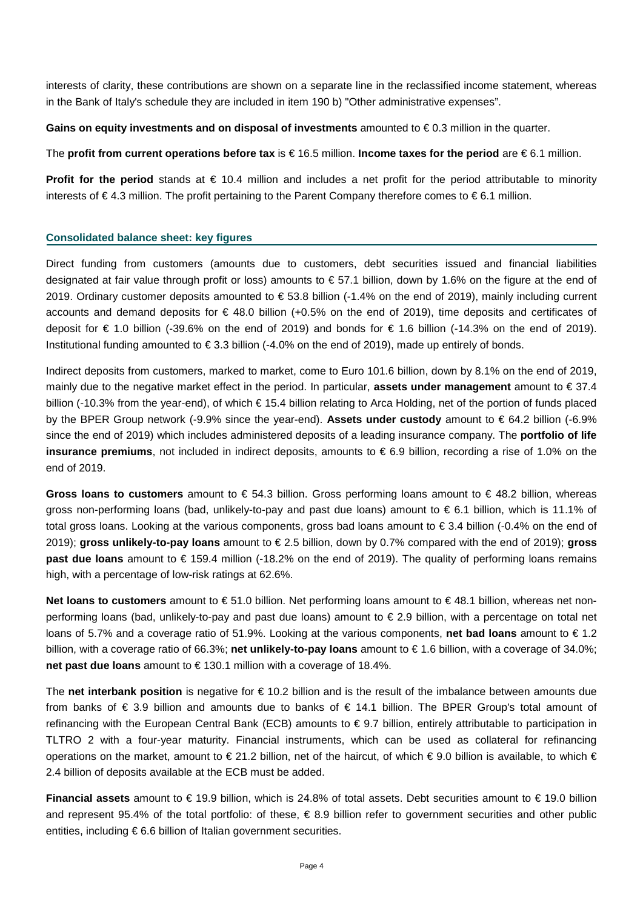interests of clarity, these contributions are shown on a separate line in the reclassified income statement, whereas in the Bank of Italy's schedule they are included in item 190 b) "Other administrative expenses".

**Gains on equity investments and on disposal of investments** amounted to € 0.3 million in the quarter.

The **profit from current operations before tax** is € 16.5 million. **Income taxes for the period** are € 6.1 million.

**Profit for the period** stands at € 10.4 million and includes a net profit for the period attributable to minority interests of € 4.3 million. The profit pertaining to the Parent Company therefore comes to € 6.1 million.

## Consolidated balance sheet: key figures

Direct funding from customers (amounts due to customers, debt securities issued and financial liabilities designated at fair value through profit or loss) amounts to € 57.1 billion, down by 1.6% on the figure at the end of 2019. Ordinary customer deposits amounted to € 53.8 billion (-1.4% on the end of 2019), mainly including current accounts and demand deposits for € 48.0 billion (+0.5% on the end of 2019), time deposits and certificates of deposit for € 1.0 billion (-39.6% on the end of 2019) and bonds for € 1.6 billion (-14.3% on the end of 2019). Institutional funding amounted to € 3.3 billion (-4.0% on the end of 2019), made up entirely of bonds.

Indirect deposits from customers, marked to market, come to Euro 101.6 billion, down by 8.1% on the end of 2019, mainly due to the negative market effect in the period. In particular, **assets under management** amount to € 37.4 billion (-10.3% from the year-end), of which € 15.4 billion relating to Arca Holding, net of the portion of funds placed by the BPER Group network (-9.9% since the year-end). **Assets under custody** amount to € 64.2 billion (-6.9% since the end of 2019) which includes administered deposits of a leading insurance company. The **portfolio of life insurance premiums**, not included in indirect deposits, amounts to € 6.9 billion, recording a rise of 1.0% on the end of 2019.

**Gross loans to customers** amount to € 54.3 billion. Gross performing loans amount to € 48.2 billion, whereas gross non-performing loans (bad, unlikely-to-pay and past due loans) amount to € 6.1 billion, which is 11.1% of total gross loans. Looking at the various components, gross bad loans amount to € 3.4 billion (-0.4% on the end of 2019); **gross unlikely-to-pay loans** amount to € 2.5 billion, down by 0.7% compared with the end of 2019); **gross past due loans** amount to € 159.4 million (-18.2% on the end of 2019). The quality of performing loans remains high, with a percentage of low-risk ratings at 62.6%.

**Net loans to customers** amount to € 51.0 billion. Net performing loans amount to € 48.1 billion, whereas net non-performing loans (bad, unlikely-to-pay and past due loans) amount to € 2.9 billion, with a percentage on total net loans of 5.7% and a coverage ratio of 51.9%. Looking at the various components, **net bad loans** amount to € 1.2 billion, with a coverage ratio of 66.3%; **net unlikely-to-pay loans** amount to € 1.6 billion, with a coverage of 34.0%; **net past due loans** amount to € 130.1 million with a coverage of 18.4%.

The **net interbank position** is negative for € 10.2 billion and is the result of the imbalance between amounts due from banks of € 3.9 billion and amounts due to banks of € 14.1 billion. The BPER Group's total amount of refinancing with the European Central Bank (ECB) amounts to € 9.7 billion, entirely attributable to participation in TLTRO 2 with a four-year maturity. Financial instruments, which can be used as collateral for refinancing operations on the market, amount to € 21.2 billion, net of the haircut, of which € 9.0 billion is available, to which € 2.4 billion of deposits available at the ECB must be added.

**Financial assets** amount to € 19.9 billion, which is 24.8% of total assets. Debt securities amount to € 19.0 billion and represent 95.4% of the total portfolio: of these, € 8.9 billion refer to government securities and other public entities, including € 6.6 billion of Italian government securities.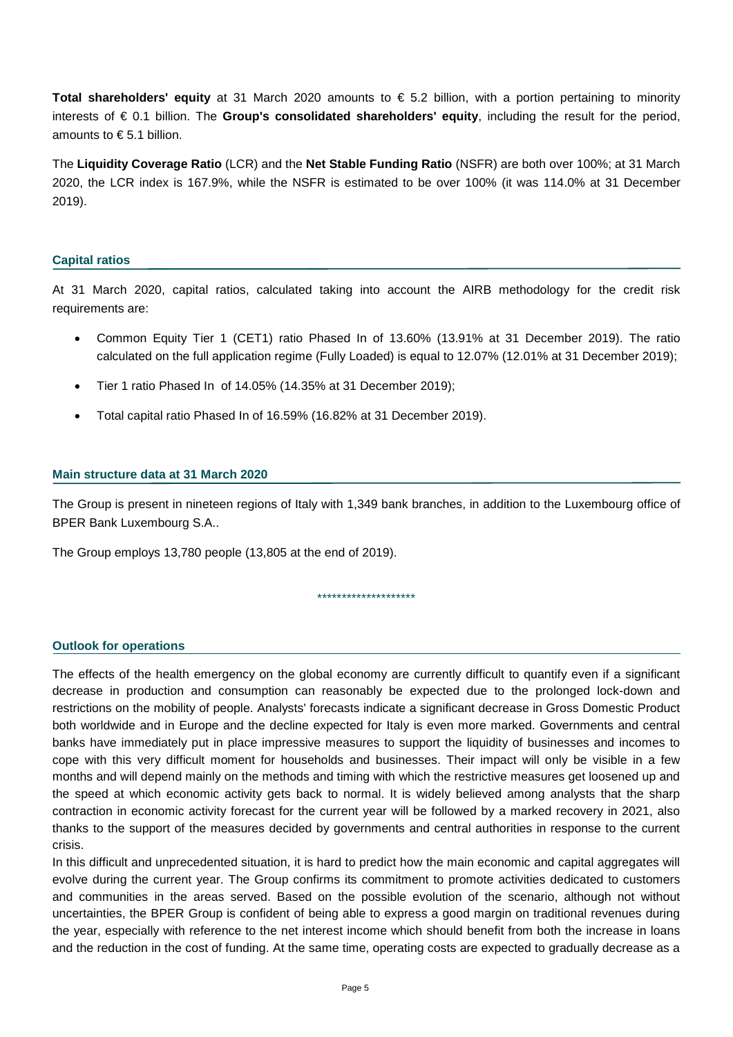**Total shareholders' equity** at 31 March 2020 amounts to € 5.2 billion, with a portion pertaining to minority interests of € 0.1 billion. The **Group's consolidated shareholders' equity**, including the result for the period, amounts to € 5.1 billion.

The **Liquidity Coverage Ratio** (LCR) and the **Net Stable Funding Ratio** (NSFR) are both over 100%; at 31 March 2020, the LCR index is 167.9%, while the NSFR is estimated to be over 100% (it was 114.0% at 31 December 2019).

### Capital ratios

At 31 March 2020, capital ratios, calculated taking into account the AIRB methodology for the credit risk requirements are:

- Common Equity Tier 1 (CET1) ratio Phased In of 13.60% (13.91% at 31 December 2019). The ratio calculated on the full application regime (Fully Loaded) is equal to 12.07% (12.01% at 31 December 2019);
- Tier 1 ratio Phased In of 14.05% (14.35% at 31 December 2019);
- Total capital ratio Phased In of 16.59% (16.82% at 31 December 2019).

### Main structure data at 31 March 2020

The Group is present in nineteen regions of Italy with 1,349 bank branches, in addition to the Luxembourg office of BPER Bank Luxembourg S.A..

The Group employs 13,780 people (13,805 at the end of 2019).

********************

### Outlook for operations

The effects of the health emergency on the global economy are currently difficult to quantify even if a significant decrease in production and consumption can reasonably be expected due to the prolonged lock-down and restrictions on the mobility of people. Analysts' forecasts indicate a significant decrease in Gross Domestic Product both worldwide and in Europe and the decline expected for Italy is even more marked. Governments and central banks have immediately put in place impressive measures to support the liquidity of businesses and incomes to cope with this very difficult moment for households and businesses. Their impact will only be visible in a few months and will depend mainly on the methods and timing with which the restrictive measures get loosened up and the speed at which economic activity gets back to normal. It is widely believed among analysts that the sharp contraction in economic activity forecast for the current year will be followed by a marked recovery in 2021, also thanks to the support of the measures decided by governments and central authorities in response to the current crisis.

In this difficult and unprecedented situation, it is hard to predict how the main economic and capital aggregates will evolve during the current year. The Group confirms its commitment to promote activities dedicated to customers and communities in the areas served. Based on the possible evolution of the scenario, although not without uncertainties, the BPER Group is confident of being able to express a good margin on traditional revenues during the year, especially with reference to the net interest income which should benefit from both the increase in loans and the reduction in the cost of funding. At the same time, operating costs are expected to gradually decrease as a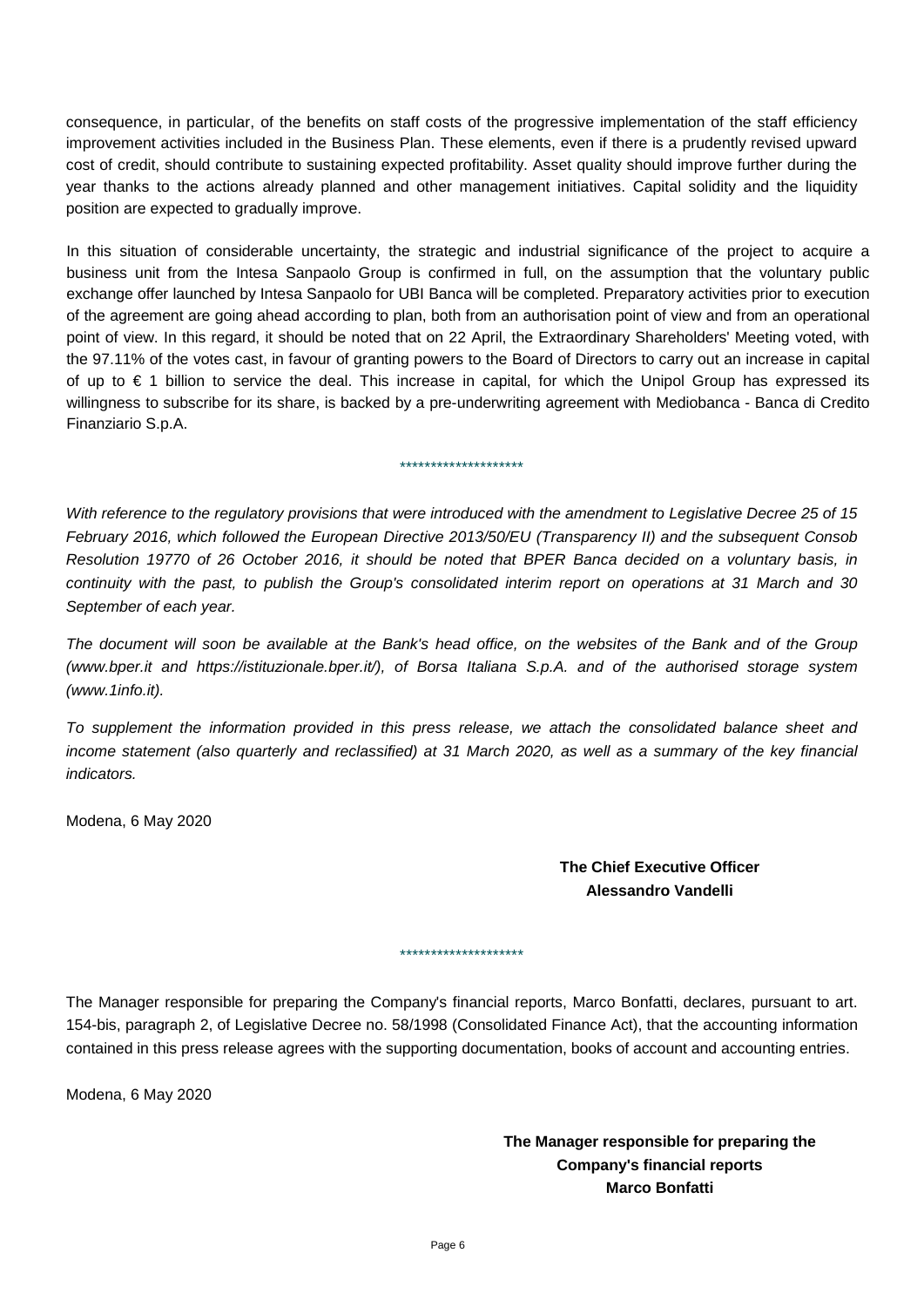consequence, in particular, of the benefits on staff costs of the progressive implementation of the staff efficiency improvement activities included in the Business Plan. These elements, even if there is a prudently revised upward cost of credit, should contribute to sustaining expected profitability. Asset quality should improve further during the year thanks to the actions already planned and other management initiatives. Capital solidity and the liquidity position are expected to gradually improve.

In this situation of considerable uncertainty, the strategic and industrial significance of the project to acquire a business unit from the Intesa Sanpaolo Group is confirmed in full, on the assumption that the voluntary public exchange offer launched by Intesa Sanpaolo for UBI Banca will be completed. Preparatory activities prior to execution of the agreement are going ahead according to plan, both from an authorisation point of view and from an operational point of view. In this regard, it should be noted that on 22 April, the Extraordinary Shareholders' Meeting voted, with the 97.11% of the votes cast, in favour of granting powers to the Board of Directors to carry out an increase in capital of up to € 1 billion to service the deal. This increase in capital, for which the Unipol Group has expressed its willingness to subscribe for its share, is backed by a pre-underwriting agreement with Mediobanca - Banca di Credito Finanziario S.p.A.

********************

*With reference to the regulatory provisions that were introduced with the amendment to Legislative Decree 25 of 15 February 2016, which followed the European Directive 2013/50/EU (Transparency II) and the subsequent Consob Resolution 19770 of 26 October 2016, it should be noted that BPER Banca decided on a voluntary basis, in continuity with the past, to publish the Group's consolidated interim report on operations at 31 March and 30 September of each year.*

*The document will soon be available at the Bank's head office, on the websites of the Bank and of the Group (www.bper.it and https://istituzionale.bper.it/), of Borsa Italiana S.p.A. and of the authorised storage system (www.1info.it).*

*To supplement the information provided in this press release, we attach the consolidated balance sheet and income statement (also quarterly and reclassified) at 31 March 2020, as well as a summary of the key financial indicators.*

Modena, 6 May 2020

**The Chief Executive Officer**
**Alessandro Vandelli**

********************

The Manager responsible for preparing the Company's financial reports, Marco Bonfatti, declares, pursuant to art. 154-bis, paragraph 2, of Legislative Decree no. 58/1998 (Consolidated Finance Act), that the accounting information contained in this press release agrees with the supporting documentation, books of account and accounting entries.

Modena, 6 May 2020

**The Manager responsible for preparing the Company's financial reports**
**Marco Bonfatti**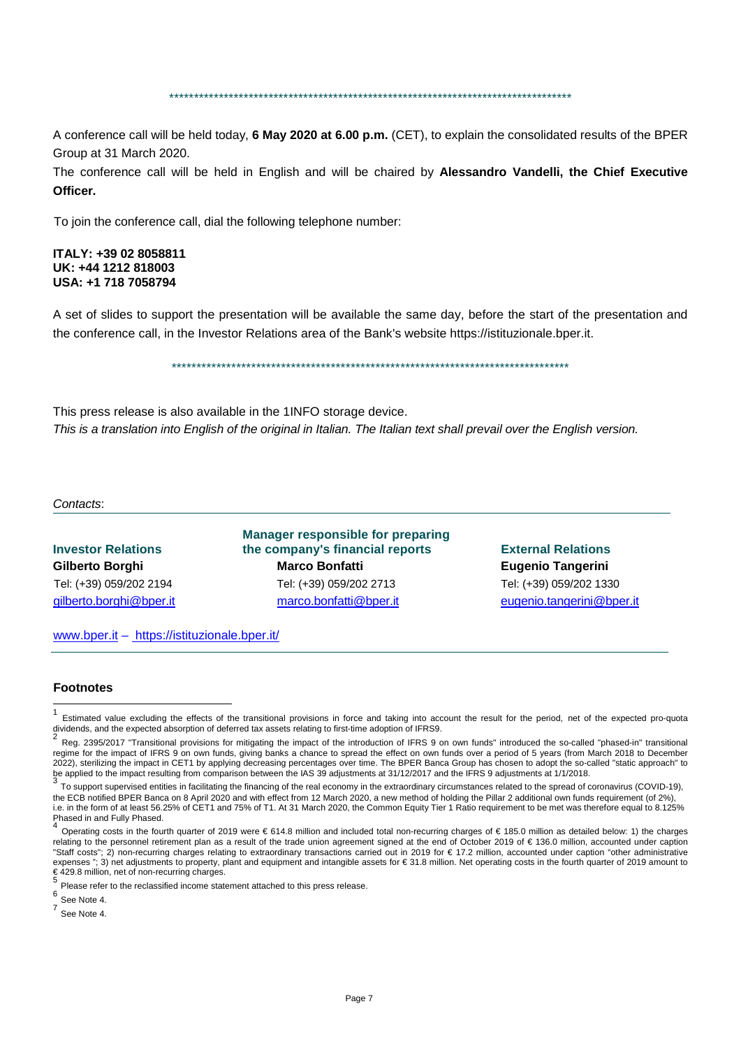\*\*\*\*\*\*\*\*\*\*\*\*\*\*\*\*\*\*\*\*\*\*\*\*\*\*\*\*\*\*\*\*\*\*\*\*\*\*\*\*\*\*\*\*\*\*\*\*\*\*\*\*\*\*\*\*\*\*\*\*\*\*\*\*\*\*\*\*\*\*\*\*\*\*\*\*\*\*\*\*

A conference call will be held today, **6 May 2020 at 6.00 p.m.** (CET), to explain the consolidated results of the BPER Group at 31 March 2020.

The conference call will be held in English and will be chaired by **Alessandro Vandelli, the Chief Executive Officer.**

To join the conference call, dial the following telephone number:

**ITALY: +39 02 8058811**
**UK: +44 1212 818003**
**USA: +1 718 7058794**

A set of slides to support the presentation will be available the same day, before the start of the presentation and the conference call, in the Investor Relations area of the Bank's website https://istituzionale.bper.it.

\*\*\*\*\*\*\*\*\*\*\*\*\*\*\*\*\*\*\*\*\*\*\*\*\*\*\*\*\*\*\*\*\*\*\*\*\*\*\*\*\*\*\*\*\*\*\*\*\*\*\*\*\*\*\*\*\*\*\*\*\*\*\*\*\*\*\*\*\*\*\*\*\*\*\*\*\*\*\*\*

This press release is also available in the 1INFO storage device.

*This is a translation into English of the original in Italian. The Italian text shall prevail over the English version.*

*Contacts*:

| Investor Relations | Manager responsible for preparing the company's financial reports | External Relations |
|---|---|---|
| **Gilberto Borghi** | **Marco Bonfatti** | **Eugenio Tangerini** |
| Tel: (+39) 059/202 2194 | Tel: (+39) 059/202 2713 | Tel: (+39) 059/202 1330 |
| gilberto.borghi@bper.it | marco.bonfatti@bper.it | eugenio.tangerini@bper.it |

www.bper.it – https://istituzionale.bper.it/

### Footnotes

[1] Estimated value excluding the effects of the transitional provisions in force and taking into account the result for the period, net of the expected pro-quota dividends, and the expected absorption of deferred tax assets relating to first-time adoption of IFRS9.

[2] Reg. 2395/2017 "Transitional provisions for mitigating the impact of the introduction of IFRS 9 on own funds" introduced the so-called "phased-in" transitional regime for the impact of IFRS 9 on own funds, giving banks a chance to spread the effect on own funds over a period of 5 years (from March 2018 to December 2022), sterilizing the impact in CET1 by applying decreasing percentages over time. The BPER Banca Group has chosen to adopt the so-called "static approach" to be applied to the impact resulting from comparison between the IAS 39 adjustments at 31/12/2017 and the IFRS 9 adjustments at 1/1/2018.

[3] To support supervised entities in facilitating the financing of the real economy in the extraordinary circumstances related to the spread of coronavirus (COVID-19), the ECB notified BPER Banca on 8 April 2020 and with effect from 12 March 2020, a new method of holding the Pillar 2 additional own funds requirement (of 2%), i.e. in the form of at least 56.25% of CET1 and 75% of T1. At 31 March 2020, the Common Equity Tier 1 Ratio requirement to be met was therefore equal to 8.125% Phased in and Fully Phased.

[4] Operating costs in the fourth quarter of 2019 were € 614.8 million and included total non-recurring charges of € 185.0 million as detailed below: 1) the charges relating to the personnel retirement plan as a result of the trade union agreement signed at the end of October 2019 of € 136.0 million, accounted under caption "Staff costs"; 2) non-recurring charges relating to extraordinary transactions carried out in 2019 for € 17.2 million, accounted under caption "other administrative expenses "; 3) net adjustments to property, plant and equipment and intangible assets for € 31.8 million. Net operating costs in the fourth quarter of 2019 amount to € 429.8 million, net of non-recurring charges.

[5] Please refer to the reclassified income statement attached to this press release.

[6] See Note 4.

[7] See Note 4.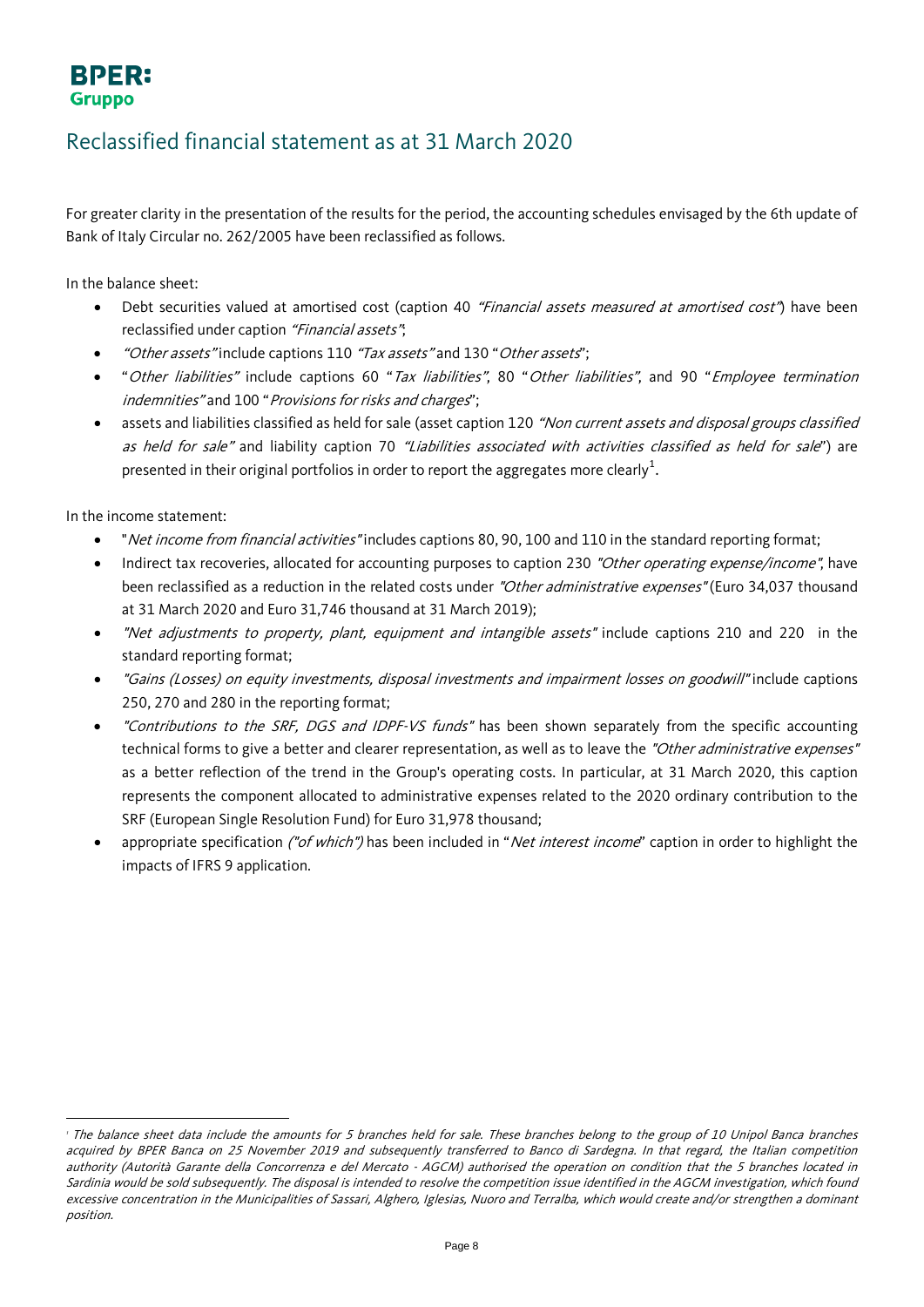# Reclassified financial statement as at 31 March 2020

For greater clarity in the presentation of the results for the period, the accounting schedules envisaged by the 6th update of Bank of Italy Circular no. 262/2005 have been reclassified as follows.

In the balance sheet:

- Debt securities valued at amortised cost (caption 40 *"Financial assets measured at amortised cost"*) have been reclassified under caption *"Financial assets"*;
- *"Other assets"* include captions 110 *"Tax assets"* and 130 "*Other assets*";
- "*Other liabilities*" include captions 60 "*Tax liabilities*", 80 "*Other liabilities*", and 90 "*Employee termination indemnities*" and 100 "*Provisions for risks and charges*";
- assets and liabilities classified as held for sale (asset caption 120 *"Non current assets and disposal groups classified as held for sale"* and liability caption 70 *"Liabilities associated with activities classified as held for sale*") are presented in their original portfolios in order to report the aggregates more clearly[1].

In the income statement:

- "*Net income from financial activities*" includes captions 80, 90, 100 and 110 in the standard reporting format;
- Indirect tax recoveries, allocated for accounting purposes to caption 230 *"Other operating expense/income"*, have been reclassified as a reduction in the related costs under *"Other administrative expenses"* (Euro 34,037 thousand at 31 March 2020 and Euro 31,746 thousand at 31 March 2019);
- *"Net adjustments to property, plant, equipment and intangible assets"* include captions 210 and 220 in the standard reporting format;
- *"Gains (Losses) on equity investments, disposal investments and impairment losses on goodwill"* include captions 250, 270 and 280 in the reporting format;
- *"Contributions to the SRF, DGS and IDPF-VS funds"* has been shown separately from the specific accounting technical forms to give a better and clearer representation, as well as to leave the *"Other administrative expenses"* as a better reflection of the trend in the Group's operating costs. In particular, at 31 March 2020, this caption represents the component allocated to administrative expenses related to the 2020 ordinary contribution to the SRF (European Single Resolution Fund) for Euro 31,978 thousand;
- appropriate specification *("of which")* has been included in "*Net interest income*" caption in order to highlight the impacts of IFRS 9 application.

---

[1] *The balance sheet data include the amounts for 5 branches held for sale. These branches belong to the group of 10 Unipol Banca branches acquired by BPER Banca on 25 November 2019 and subsequently transferred to Banco di Sardegna. In that regard, the Italian competition authority (Autorità Garante della Concorrenza e del Mercato - AGCM) authorised the operation on condition that the 5 branches located in Sardinia would be sold subsequently. The disposal is intended to resolve the competition issue identified in the AGCM investigation, which found excessive concentration in the Municipalities of Sassari, Alghero, Iglesias, Nuoro and Terralba, which would create and/or strengthen a dominant position.*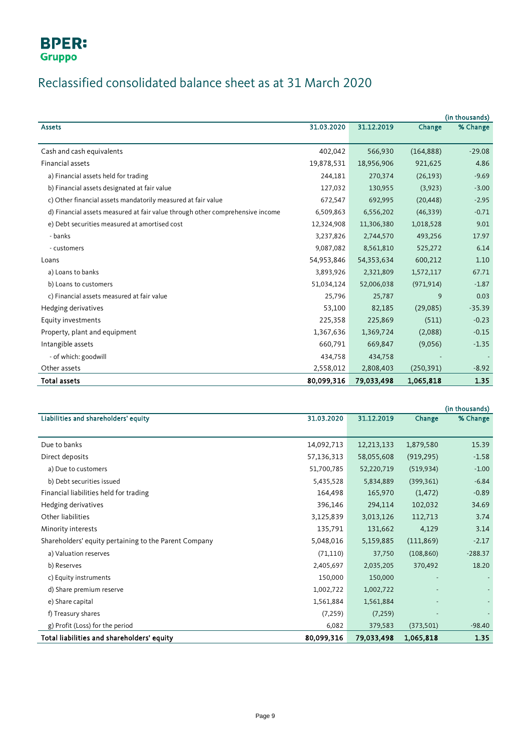BPER:
Gruppo

# Reclassified consolidated balance sheet as at 31 March 2020

(in thousands)

| Assets | 31.03.2020 | 31.12.2019 | Change | % Change |
|---|---|---|---|---|
| Cash and cash equivalents | 402,042 | 566,930 | (164,888) | -29.08 |
| Financial assets | 19,878,531 | 18,956,906 | 921,625 | 4.86 |
| a) Financial assets held for trading | 244,181 | 270,374 | (26,193) | -9.69 |
| b) Financial assets designated at fair value | 127,032 | 130,955 | (3,923) | -3.00 |
| c) Other financial assets mandatorily measured at fair value | 672,547 | 692,995 | (20,448) | -2.95 |
| d) Financial assets measured at fair value through other comprehensive income | 6,509,863 | 6,556,202 | (46,339) | -0.71 |
| e) Debt securities measured at amortised cost | 12,324,908 | 11,306,380 | 1,018,528 | 9.01 |
| - banks | 3,237,826 | 2,744,570 | 493,256 | 17.97 |
| - customers | 9,087,082 | 8,561,810 | 525,272 | 6.14 |
| Loans | 54,953,846 | 54,353,634 | 600,212 | 1.10 |
| a) Loans to banks | 3,893,926 | 2,321,809 | 1,572,117 | 67.71 |
| b) Loans to customers | 51,034,124 | 52,006,038 | (971,914) | -1.87 |
| c) Financial assets measured at fair value | 25,796 | 25,787 | 9 | 0.03 |
| Hedging derivatives | 53,100 | 82,185 | (29,085) | -35.39 |
| Equity investments | 225,358 | 225,869 | (511) | -0.23 |
| Property, plant and equipment | 1,367,636 | 1,369,724 | (2,088) | -0.15 |
| Intangible assets | 660,791 | 669,847 | (9,056) | -1.35 |
| - of which: goodwill | 434,758 | 434,758 | - | - |
| Other assets | 2,558,012 | 2,808,403 | (250,391) | -8.92 |
| **Total assets** | **80,099,316** | **79,033,498** | **1,065,818** | **1.35** |

(in thousands)

| Liabilities and shareholders' equity | 31.03.2020 | 31.12.2019 | Change | % Change |
|---|---|---|---|---|
| Due to banks | 14,092,713 | 12,213,133 | 1,879,580 | 15.39 |
| Direct deposits | 57,136,313 | 58,055,608 | (919,295) | -1.58 |
| a) Due to customers | 51,700,785 | 52,220,719 | (519,934) | -1.00 |
| b) Debt securities issued | 5,435,528 | 5,834,889 | (399,361) | -6.84 |
| Financial liabilities held for trading | 164,498 | 165,970 | (1,472) | -0.89 |
| Hedging derivatives | 396,146 | 294,114 | 102,032 | 34.69 |
| Other liabilities | 3,125,839 | 3,013,126 | 112,713 | 3.74 |
| Minority interests | 135,791 | 131,662 | 4,129 | 3.14 |
| Shareholders' equity pertaining to the Parent Company | 5,048,016 | 5,159,885 | (111,869) | -2.17 |
| a) Valuation reserves | (71,110) | 37,750 | (108,860) | -288.37 |
| b) Reserves | 2,405,697 | 2,035,205 | 370,492 | 18.20 |
| c) Equity instruments | 150,000 | 150,000 | - | - |
| d) Share premium reserve | 1,002,722 | 1,002,722 | - | - |
| e) Share capital | 1,561,884 | 1,561,884 | - | - |
| f) Treasury shares | (7,259) | (7,259) | - | - |
| g) Profit (Loss) for the period | 6,082 | 379,583 | (373,501) | -98.40 |
| **Total liabilities and shareholders' equity** | **80,099,316** | **79,033,498** | **1,065,818** | **1.35** |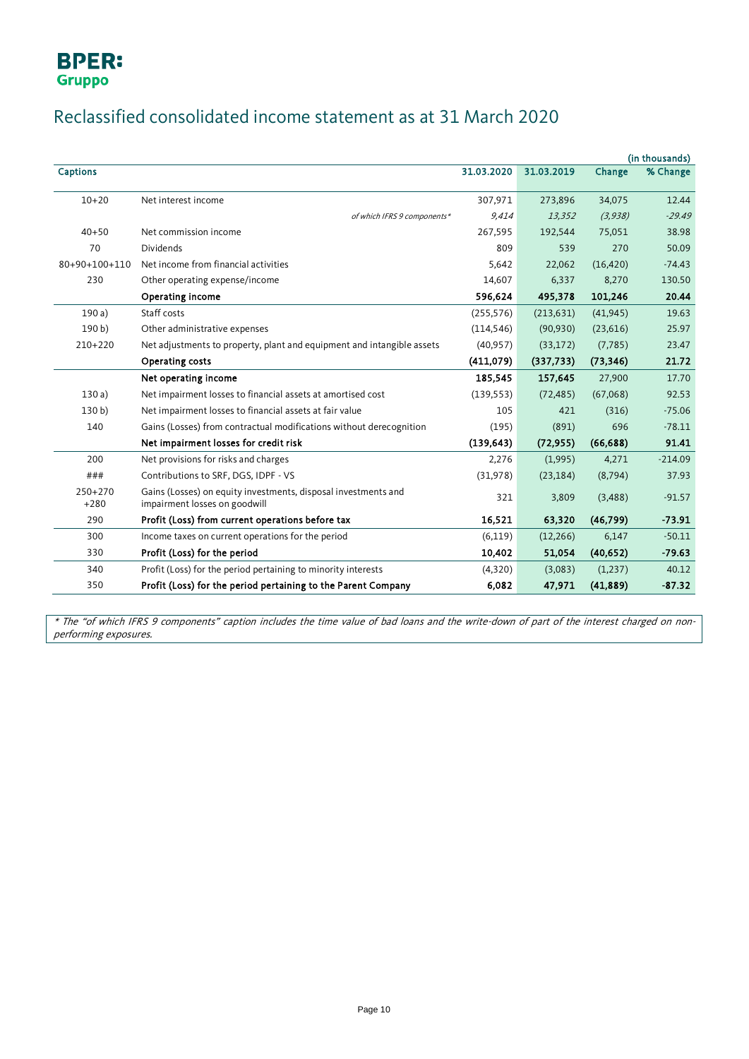**BPER: Gruppo**

# Reclassified consolidated income statement as at 31 March 2020

(in thousands)

| Captions | | 31.03.2020 | 31.03.2019 | Change | % Change |
|---|---|---|---|---|---|
| 10+20 | Net interest income | 307,971 | 273,896 | 34,075 | 12.44 |
| | *of which IFRS 9 components** | *9,414* | *13,352* | *(3,938)* | *-29.49* |
| 40+50 | Net commission income | 267,595 | 192,544 | 75,051 | 38.98 |
| 70 | Dividends | 809 | 539 | 270 | 50.09 |
| 80+90+100+110 | Net income from financial activities | 5,642 | 22,062 | (16,420) | -74.43 |
| 230 | Other operating expense/income | 14,607 | 6,337 | 8,270 | 130.50 |
| | **Operating income** | **596,624** | **495,378** | **101,246** | **20.44** |
| 190 a) | Staff costs | (255,576) | (213,631) | (41,945) | 19.63 |
| 190 b) | Other administrative expenses | (114,546) | (90,930) | (23,616) | 25.97 |
| 210+220 | Net adjustments to property, plant and equipment and intangible assets | (40,957) | (33,172) | (7,785) | 23.47 |
| | **Operating costs** | **(411,079)** | **(337,733)** | **(73,346)** | **21.72** |
| | **Net operating income** | **185,545** | **157,645** | 27,900 | 17.70 |
| 130 a) | Net impairment losses to financial assets at amortised cost | (139,553) | (72,485) | (67,068) | 92.53 |
| 130 b) | Net impairment losses to financial assets at fair value | 105 | 421 | (316) | -75.06 |
| 140 | Gains (Losses) from contractual modifications without derecognition | (195) | (891) | 696 | -78.11 |
| | **Net impairment losses for credit risk** | **(139,643)** | **(72,955)** | **(66,688)** | **91.41** |
| 200 | Net provisions for risks and charges | 2,276 | (1,995) | 4,271 | -214.09 |
| ### | Contributions to SRF, DGS, IDPF - VS | (31,978) | (23,184) | (8,794) | 37.93 |
| 250+270 +280 | Gains (Losses) on equity investments, disposal investments and impairment losses on goodwill | 321 | 3,809 | (3,488) | -91.57 |
| 290 | **Profit (Loss) from current operations before tax** | **16,521** | **63,320** | **(46,799)** | **-73.91** |
| 300 | Income taxes on current operations for the period | (6,119) | (12,266) | 6,147 | -50.11 |
| 330 | **Profit (Loss) for the period** | **10,402** | **51,054** | **(40,652)** | **-79.63** |
| 340 | Profit (Loss) for the period pertaining to minority interests | (4,320) | (3,083) | (1,237) | 40.12 |
| 350 | **Profit (Loss) for the period pertaining to the Parent Company** | **6,082** | **47,971** | **(41,889)** | **-87.32** |

*\* The "of which IFRS 9 components" caption includes the time value of bad loans and the write-down of part of the interest charged on non-performing exposures.*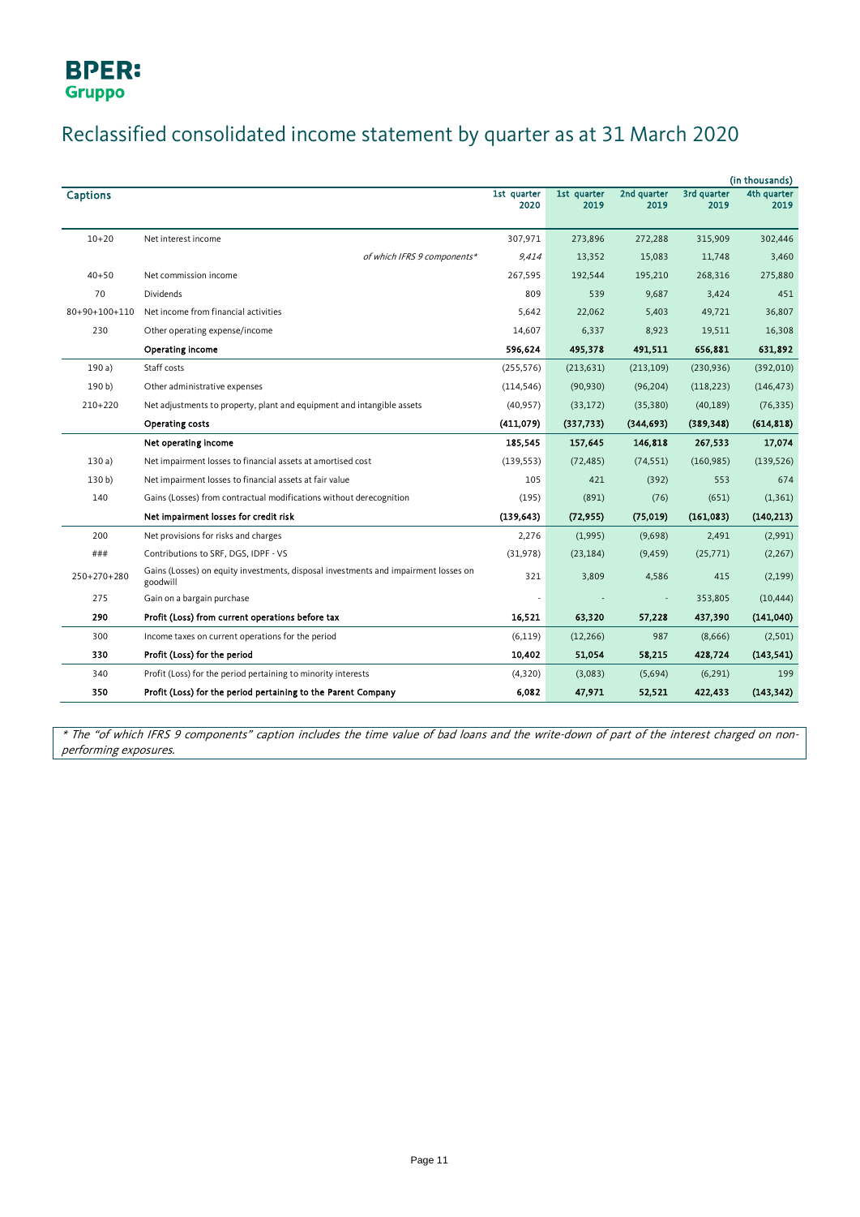# Reclassified consolidated income statement by quarter as at 31 March 2020

(in thousands)

| Captions | | 1st quarter 2020 | 1st quarter 2019 | 2nd quarter 2019 | 3rd quarter 2019 | 4th quarter 2019 |
|---|---|---|---|---|---|---|
| 10+20 | Net interest income | 307,971 | 273,896 | 272,288 | 315,909 | 302,446 |
| | *of which IFRS 9 components** | *9,414* | 13,352 | 15,083 | 11,748 | 3,460 |
| 40+50 | Net commission income | 267,595 | 192,544 | 195,210 | 268,316 | 275,880 |
| 70 | Dividends | 809 | 539 | 9,687 | 3,424 | 451 |
| 80+90+100+110 | Net income from financial activities | 5,642 | 22,062 | 5,403 | 49,721 | 36,807 |
| 230 | Other operating expense/income | 14,607 | 6,337 | 8,923 | 19,511 | 16,308 |
| | **Operating income** | **596,624** | **495,378** | **491,511** | **656,881** | **631,892** |
| 190 a) | Staff costs | (255,576) | (213,631) | (213,109) | (230,936) | (392,010) |
| 190 b) | Other administrative expenses | (114,546) | (90,930) | (96,204) | (118,223) | (146,473) |
| 210+220 | Net adjustments to property, plant and equipment and intangible assets | (40,957) | (33,172) | (35,380) | (40,189) | (76,335) |
| | **Operating costs** | **(411,079)** | **(337,733)** | **(344,693)** | **(389,348)** | **(614,818)** |
| | **Net operating income** | **185,545** | **157,645** | **146,818** | **267,533** | **17,074** |
| 130 a) | Net impairment losses to financial assets at amortised cost | (139,553) | (72,485) | (74,551) | (160,985) | (139,526) |
| 130 b) | Net impairment losses to financial assets at fair value | 105 | 421 | (392) | 553 | 674 |
| 140 | Gains (Losses) from contractual modifications without derecognition | (195) | (891) | (76) | (651) | (1,361) |
| | **Net impairment losses for credit risk** | **(139,643)** | **(72,955)** | **(75,019)** | **(161,083)** | **(140,213)** |
| 200 | Net provisions for risks and charges | 2,276 | (1,995) | (9,698) | 2,491 | (2,991) |
| ### | Contributions to SRF, DGS, IDPF - VS | (31,978) | (23,184) | (9,459) | (25,771) | (2,267) |
| 250+270+280 | Gains (Losses) on equity investments, disposal investments and impairment losses on goodwill | 321 | 3,809 | 4,586 | 415 | (2,199) |
| 275 | Gain on a bargain purchase | - | - | - | 353,805 | (10,444) |
| **290** | **Profit (Loss) from current operations before tax** | **16,521** | **63,320** | **57,228** | **437,390** | **(141,040)** |
| 300 | Income taxes on current operations for the period | (6,119) | (12,266) | 987 | (8,666) | (2,501) |
| **330** | **Profit (Loss) for the period** | **10,402** | **51,054** | **58,215** | **428,724** | **(143,541)** |
| 340 | Profit (Loss) for the period pertaining to minority interests | (4,320) | (3,083) | (5,694) | (6,291) | 199 |
| **350** | **Profit (Loss) for the period pertaining to the Parent Company** | **6,082** | **47,971** | **52,521** | **422,433** | **(143,342)** |

*\* The "of which IFRS 9 components" caption includes the time value of bad loans and the write-down of part of the interest charged on non-performing exposures.*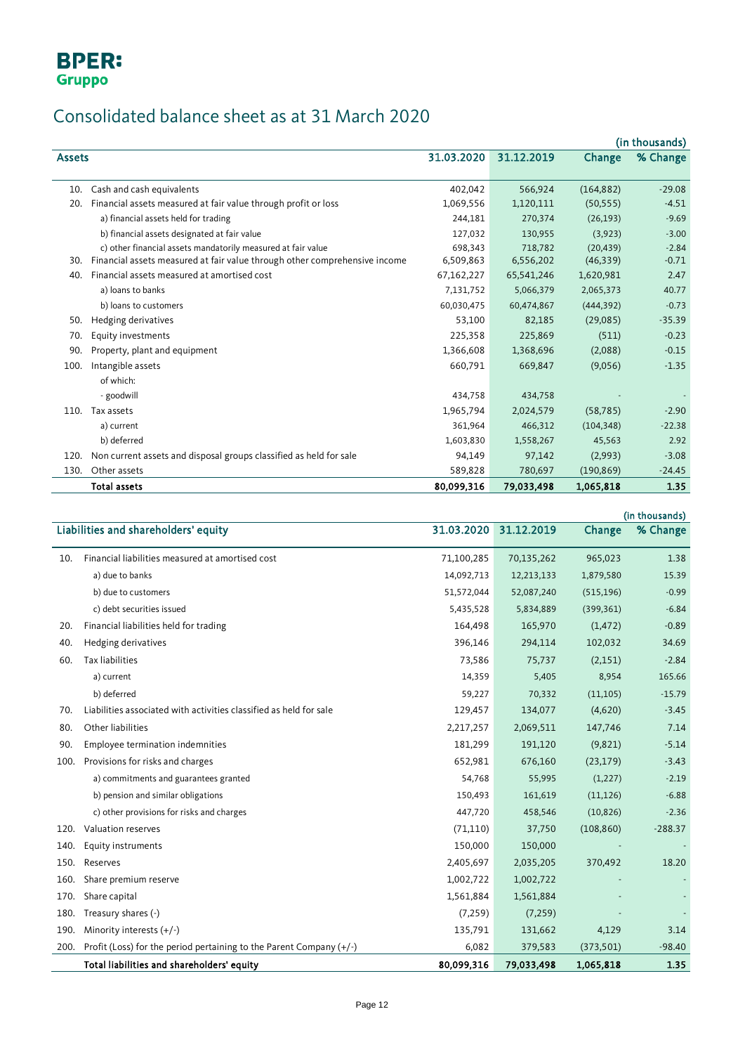**BPER: Gruppo**

# Consolidated balance sheet as at 31 March 2020

(in thousands)

| | Assets | 31.03.2020 | 31.12.2019 | Change | % Change |
|---|---|---|---|---|---|
| 10. | Cash and cash equivalents | 402,042 | 566,924 | (164,882) | -29.08 |
| 20. | Financial assets measured at fair value through profit or loss | 1,069,556 | 1,120,111 | (50,555) | -4.51 |
| | a) financial assets held for trading | 244,181 | 270,374 | (26,193) | -9.69 |
| | b) financial assets designated at fair value | 127,032 | 130,955 | (3,923) | -3.00 |
| | c) other financial assets mandatorily measured at fair value | 698,343 | 718,782 | (20,439) | -2.84 |
| 30. | Financial assets measured at fair value through other comprehensive income | 6,509,863 | 6,556,202 | (46,339) | -0.71 |
| 40. | Financial assets measured at amortised cost | 67,162,227 | 65,541,246 | 1,620,981 | 2.47 |
| | a) loans to banks | 7,131,752 | 5,066,379 | 2,065,373 | 40.77 |
| | b) loans to customers | 60,030,475 | 60,474,867 | (444,392) | -0.73 |
| 50. | Hedging derivatives | 53,100 | 82,185 | (29,085) | -35.39 |
| 70. | Equity investments | 225,358 | 225,869 | (511) | -0.23 |
| 90. | Property, plant and equipment | 1,366,608 | 1,368,696 | (2,088) | -0.15 |
| 100. | Intangible assets | 660,791 | 669,847 | (9,056) | -1.35 |
| | of which: | | | | |
| | - goodwill | 434,758 | 434,758 | - | - |
| 110. | Tax assets | 1,965,794 | 2,024,579 | (58,785) | -2.90 |
| | a) current | 361,964 | 466,312 | (104,348) | -22.38 |
| | b) deferred | 1,603,830 | 1,558,267 | 45,563 | 2.92 |
| 120. | Non current assets and disposal groups classified as held for sale | 94,149 | 97,142 | (2,993) | -3.08 |
| 130. | Other assets | 589,828 | 780,697 | (190,869) | -24.45 |
| | **Total assets** | **80,099,316** | **79,033,498** | **1,065,818** | **1.35** |

(in thousands)

| | Liabilities and shareholders' equity | 31.03.2020 | 31.12.2019 | Change | % Change |
|---|---|---|---|---|---|
| 10. | Financial liabilities measured at amortised cost | 71,100,285 | 70,135,262 | 965,023 | 1.38 |
| | a) due to banks | 14,092,713 | 12,213,133 | 1,879,580 | 15.39 |
| | b) due to customers | 51,572,044 | 52,087,240 | (515,196) | -0.99 |
| | c) debt securities issued | 5,435,528 | 5,834,889 | (399,361) | -6.84 |
| 20. | Financial liabilities held for trading | 164,498 | 165,970 | (1,472) | -0.89 |
| 40. | Hedging derivatives | 396,146 | 294,114 | 102,032 | 34.69 |
| 60. | Tax liabilities | 73,586 | 75,737 | (2,151) | -2.84 |
| | a) current | 14,359 | 5,405 | 8,954 | 165.66 |
| | b) deferred | 59,227 | 70,332 | (11,105) | -15.79 |
| 70. | Liabilities associated with activities classified as held for sale | 129,457 | 134,077 | (4,620) | -3.45 |
| 80. | Other liabilities | 2,217,257 | 2,069,511 | 147,746 | 7.14 |
| 90. | Employee termination indemnities | 181,299 | 191,120 | (9,821) | -5.14 |
| 100. | Provisions for risks and charges | 652,981 | 676,160 | (23,179) | -3.43 |
| | a) commitments and guarantees granted | 54,768 | 55,995 | (1,227) | -2.19 |
| | b) pension and similar obligations | 150,493 | 161,619 | (11,126) | -6.88 |
| | c) other provisions for risks and charges | 447,720 | 458,546 | (10,826) | -2.36 |
| 120. | Valuation reserves | (71,110) | 37,750 | (108,860) | -288.37 |
| 140. | Equity instruments | 150,000 | 150,000 | - | - |
| 150. | Reserves | 2,405,697 | 2,035,205 | 370,492 | 18.20 |
| 160. | Share premium reserve | 1,002,722 | 1,002,722 | - | - |
| 170. | Share capital | 1,561,884 | 1,561,884 | - | - |
| 180. | Treasury shares (-) | (7,259) | (7,259) | - | - |
| 190. | Minority interests (+/-) | 135,791 | 131,662 | 4,129 | 3.14 |
| 200. | Profit (Loss) for the period pertaining to the Parent Company (+/-) | 6,082 | 379,583 | (373,501) | -98.40 |
| | **Total liabilities and shareholders' equity** | **80,099,316** | **79,033,498** | **1,065,818** | **1.35** |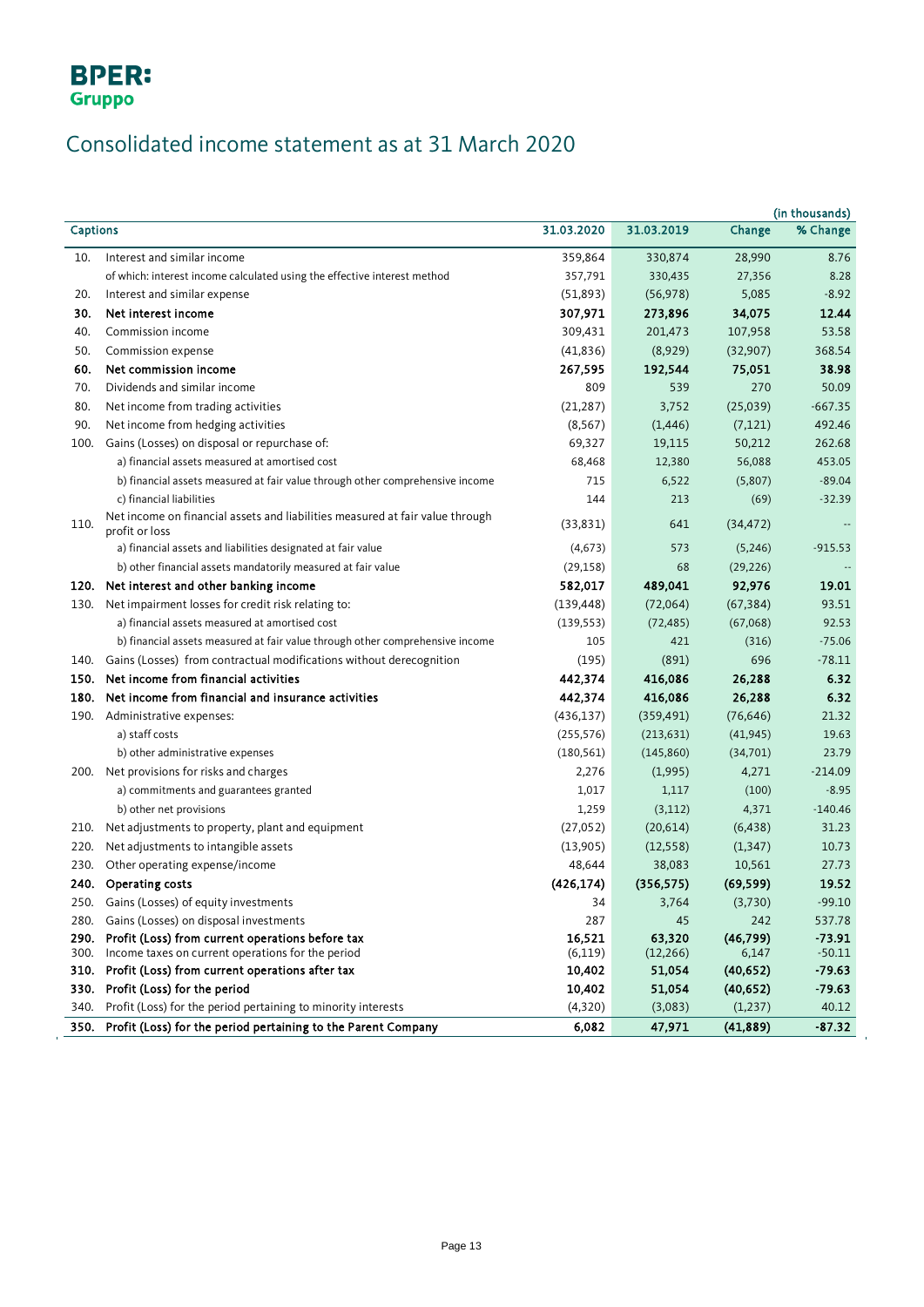**BPER: Gruppo**

# Consolidated income statement as at 31 March 2020

(in thousands)

| | Captions | 31.03.2020 | 31.03.2019 | Change | % Change |
|---|---|---|---|---|---|
| 10. | Interest and similar income | 359,864 | 330,874 | 28,990 | 8.76 |
| | of which: interest income calculated using the effective interest method | 357,791 | 330,435 | 27,356 | 8.28 |
| 20. | Interest and similar expense | (51,893) | (56,978) | 5,085 | -8.92 |
| **30.** | **Net interest income** | **307,971** | **273,896** | **34,075** | **12.44** |
| 40. | Commission income | 309,431 | 201,473 | 107,958 | 53.58 |
| 50. | Commission expense | (41,836) | (8,929) | (32,907) | 368.54 |
| **60.** | **Net commission income** | **267,595** | **192,544** | **75,051** | **38.98** |
| 70. | Dividends and similar income | 809 | 539 | 270 | 50.09 |
| 80. | Net income from trading activities | (21,287) | 3,752 | (25,039) | -667.35 |
| 90. | Net income from hedging activities | (8,567) | (1,446) | (7,121) | 492.46 |
| 100. | Gains (Losses) on disposal or repurchase of: | 69,327 | 19,115 | 50,212 | 262.68 |
| | a) financial assets measured at amortised cost | 68,468 | 12,380 | 56,088 | 453.05 |
| | b) financial assets measured at fair value through other comprehensive income | 715 | 6,522 | (5,807) | -89.04 |
| | c) financial liabilities | 144 | 213 | (69) | -32.39 |
| 110. | Net income on financial assets and liabilities measured at fair value through profit or loss | (33,831) | 641 | (34,472) | -- |
| | a) financial assets and liabilities designated at fair value | (4,673) | 573 | (5,246) | -915.53 |
| | b) other financial assets mandatorily measured at fair value | (29,158) | 68 | (29,226) | -- |
| **120.** | **Net interest and other banking income** | **582,017** | **489,041** | **92,976** | **19.01** |
| 130. | Net impairment losses for credit risk relating to: | (139,448) | (72,064) | (67,384) | 93.51 |
| | a) financial assets measured at amortised cost | (139,553) | (72,485) | (67,068) | 92.53 |
| | b) financial assets measured at fair value through other comprehensive income | 105 | 421 | (316) | -75.06 |
| 140. | Gains (Losses) from contractual modifications without derecognition | (195) | (891) | 696 | -78.11 |
| **150.** | **Net income from financial activities** | **442,374** | **416,086** | **26,288** | **6.32** |
| **180.** | **Net income from financial and insurance activities** | **442,374** | **416,086** | **26,288** | **6.32** |
| 190. | Administrative expenses: | (436,137) | (359,491) | (76,646) | 21.32 |
| | a) staff costs | (255,576) | (213,631) | (41,945) | 19.63 |
| | b) other administrative expenses | (180,561) | (145,860) | (34,701) | 23.79 |
| 200. | Net provisions for risks and charges | 2,276 | (1,995) | 4,271 | -214.09 |
| | a) commitments and guarantees granted | 1,017 | 1,117 | (100) | -8.95 |
| | b) other net provisions | 1,259 | (3,112) | 4,371 | -140.46 |
| 210. | Net adjustments to property, plant and equipment | (27,052) | (20,614) | (6,438) | 31.23 |
| 220. | Net adjustments to intangible assets | (13,905) | (12,558) | (1,347) | 10.73 |
| 230. | Other operating expense/income | 48,644 | 38,083 | 10,561 | 27.73 |
| **240.** | **Operating costs** | **(426,174)** | **(356,575)** | **(69,599)** | **19.52** |
| 250. | Gains (Losses) of equity investments | 34 | 3,764 | (3,730) | -99.10 |
| 280. | Gains (Losses) on disposal investments | 287 | 45 | 242 | 537.78 |
| **290.** | **Profit (Loss) from current operations before tax** | **16,521** | **63,320** | **(46,799)** | **-73.91** |
| 300. | Income taxes on current operations for the period | (6,119) | (12,266) | 6,147 | -50.11 |
| **310.** | **Profit (Loss) from current operations after tax** | **10,402** | **51,054** | **(40,652)** | **-79.63** |
| **330.** | **Profit (Loss) for the period** | **10,402** | **51,054** | **(40,652)** | **-79.63** |
| 340. | Profit (Loss) for the period pertaining to minority interests | (4,320) | (3,083) | (1,237) | 40.12 |
| **350.** | **Profit (Loss) for the period pertaining to the Parent Company** | **6,082** | **47,971** | **(41,889)** | **-87.32** |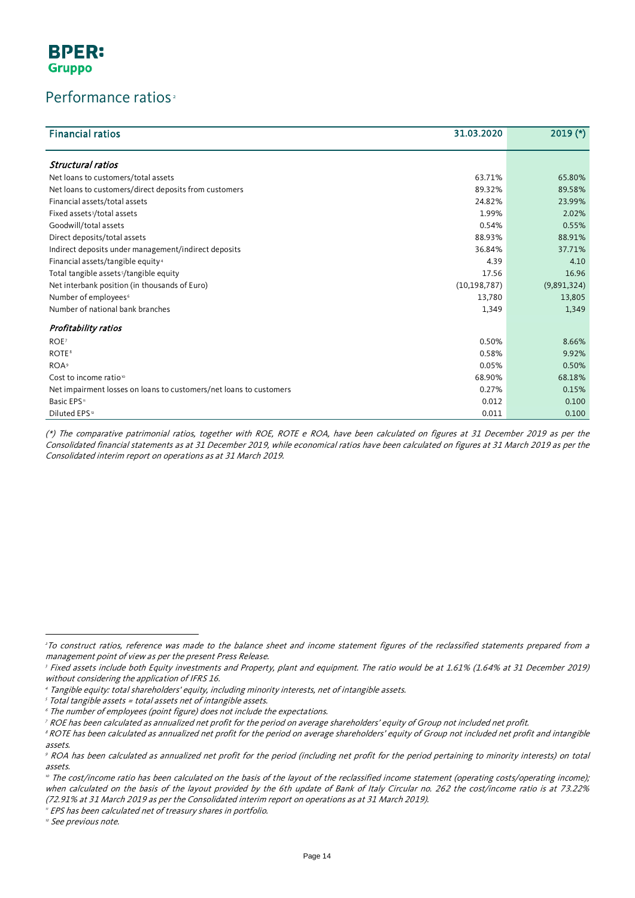# Performance ratios[2]

| Financial ratios | 31.03.2020 | 2019 (*) |
|---|---|---|
| ***Structural ratios*** | | |
| Net loans to customers/total assets | 63.71% | 65.80% |
| Net loans to customers/direct deposits from customers | 89.32% | 89.58% |
| Financial assets/total assets | 24.82% | 23.99% |
| Fixed assets[3]/total assets | 1.99% | 2.02% |
| Goodwill/total assets | 0.54% | 0.55% |
| Direct deposits/total assets | 88.93% | 88.91% |
| Indirect deposits under management/indirect deposits | 36.84% | 37.71% |
| Financial assets/tangible equity[4] | 4.39 | 4.10 |
| Total tangible assets[5]/tangible equity | 17.56 | 16.96 |
| Net interbank position (in thousands of Euro) | (10,198,787) | (9,891,324) |
| Number of employees[6] | 13,780 | 13,805 |
| Number of national bank branches | 1,349 | 1,349 |
| ***Profitability ratios*** | | |
| ROE[7] | 0.50% | 8.66% |
| ROTE[8] | 0.58% | 9.92% |
| ROA[9] | 0.05% | 0.50% |
| Cost to income ratio[10] | 68.90% | 68.18% |
| Net impairment losses on loans to customers/net loans to customers | 0.27% | 0.15% |
| Basic EPS[11] | 0.012 | 0.100 |
| Diluted EPS[12] | 0.011 | 0.100 |

*(\*) The comparative patrimonial ratios, together with ROE, ROTE e ROA, have been calculated on figures at 31 December 2019 as per the Consolidated financial statements as at 31 December 2019, while economical ratios have been calculated on figures at 31 March 2019 as per the Consolidated interim report on operations as at 31 March 2019.*

---

*[2] To construct ratios, reference was made to the balance sheet and income statement figures of the reclassified statements prepared from a management point of view as per the present Press Release.*

*[3] Fixed assets include both Equity investments and Property, plant and equipment. The ratio would be at 1.61% (1.64% at 31 December 2019) without considering the application of IFRS 16.*

*[4] Tangible equity: total shareholders' equity, including minority interests, net of intangible assets.*

*[5] Total tangible assets = total assets net of intangible assets.*

*[6] The number of employees (point figure) does not include the expectations.*

*[7] ROE has been calculated as annualized net profit for the period on average shareholders' equity of Group not included net profit.*

*[8] ROTE has been calculated as annualized net profit for the period on average shareholders' equity of Group not included net profit and intangible assets.*

*[9] ROA has been calculated as annualized net profit for the period (including net profit for the period pertaining to minority interests) on total assets.*

*[10] The cost/income ratio has been calculated on the basis of the layout of the reclassified income statement (operating costs/operating income); when calculated on the basis of the layout provided by the 6th update of Bank of Italy Circular no. 262 the cost/income ratio is at 73.22% (72.91% at 31 March 2019 as per the Consolidated interim report on operations as at 31 March 2019).*

*[11] EPS has been calculated net of treasury shares in portfolio.*

*[12] See previous note.*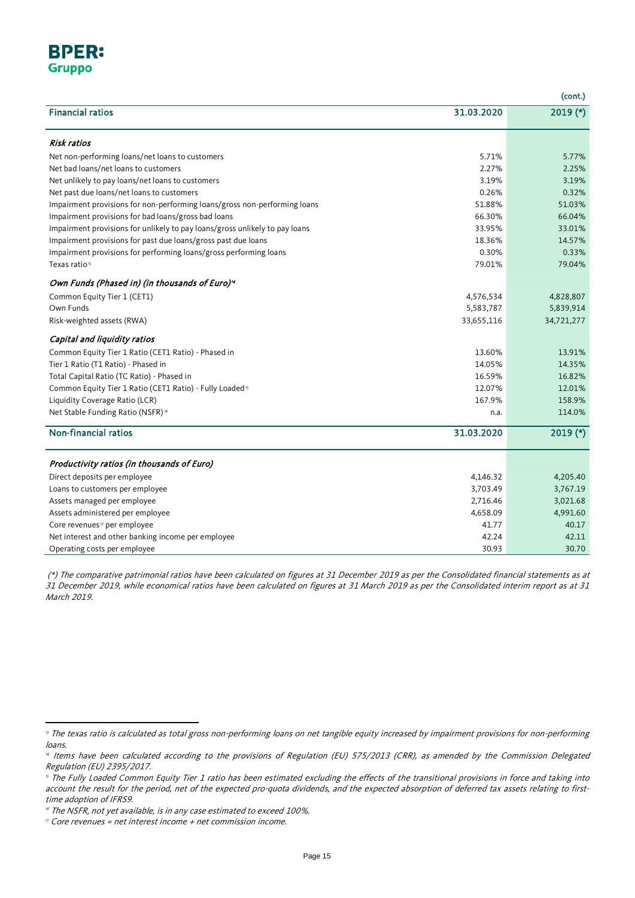(cont.)

| Financial ratios | 31.03.2020 | 2019 (*) |
|---|---|---|
| *Risk ratios* | | |
| Net non-performing loans/net loans to customers | 5.71% | 5.77% |
| Net bad loans/net loans to customers | 2.27% | 2.25% |
| Net unlikely to pay loans/net loans to customers | 3.19% | 3.19% |
| Net past due loans/net loans to customers | 0.26% | 0.32% |
| Impairment provisions for non-performing loans/gross non-performing loans | 51.88% | 51.03% |
| Impairment provisions for bad loans/gross bad loans | 66.30% | 66.04% |
| Impairment provisions for unlikely to pay loans/gross unlikely to pay loans | 33.95% | 33.01% |
| Impairment provisions for past due loans/gross past due loans | 18.36% | 14.57% |
| Impairment provisions for performing loans/gross performing loans | 0.30% | 0.33% |
| Texas ratio[13] | 79.01% | 79.04% |
| *Own Funds (Phased in) (in thousands of Euro)*[14] | | |
| Common Equity Tier 1 (CET1) | 4,576,534 | 4,828,807 |
| Own Funds | 5,583,787 | 5,839,914 |
| Risk-weighted assets (RWA) | 33,655,116 | 34,721,277 |
| *Capital and liquidity ratios* | | |
| Common Equity Tier 1 Ratio (CET1 Ratio) - Phased in | 13.60% | 13.91% |
| Tier 1 Ratio (T1 Ratio) - Phased in | 14.05% | 14.35% |
| Total Capital Ratio (TC Ratio) - Phased in | 16.59% | 16.82% |
| Common Equity Tier 1 Ratio (CET1 Ratio) - Fully Loaded[15] | 12.07% | 12.01% |
| Liquidity Coverage Ratio (LCR) | 167.9% | 158.9% |
| Net Stable Funding Ratio (NSFR)[16] | n.a. | 114.0% |

| Non-financial ratios | 31.03.2020 | 2019 (*) |
|---|---|---|
| *Productivity ratios (in thousands of Euro)* | | |
| Direct deposits per employee | 4,146.32 | 4,205.40 |
| Loans to customers per employee | 3,703.49 | 3,767.19 |
| Assets managed per employee | 2,716.46 | 3,021.68 |
| Assets administered per employee | 4,658.09 | 4,991.60 |
| Core revenues[17] per employee | 41.77 | 40.17 |
| Net interest and other banking income per employee | 42.24 | 42.11 |
| Operating costs per employee | 30.93 | 30.70 |

*(\*) The comparative patrimonial ratios have been calculated on figures at 31 December 2019 as per the Consolidated financial statements as at 31 December 2019, while economical ratios have been calculated on figures at 31 March 2019 as per the Consolidated interim report as at 31 March 2019.*

---

[13] *The texas ratio is calculated as total gross non-performing loans on net tangible equity increased by impairment provisions for non-performing loans.*

[14] *Items have been calculated according to the provisions of Regulation (EU) 575/2013 (CRR), as amended by the Commission Delegated Regulation (EU) 2395/2017.*

[15] *The Fully Loaded Common Equity Tier 1 ratio has been estimated excluding the effects of the transitional provisions in force and taking into account the result for the period, net of the expected pro-quota dividends, and the expected absorption of deferred tax assets relating to first-time adoption of IFRS9.*

[16] *The NSFR, not yet available, is in any case estimated to exceed 100%.*

[17] *Core revenues = net interest income + net commission income.*